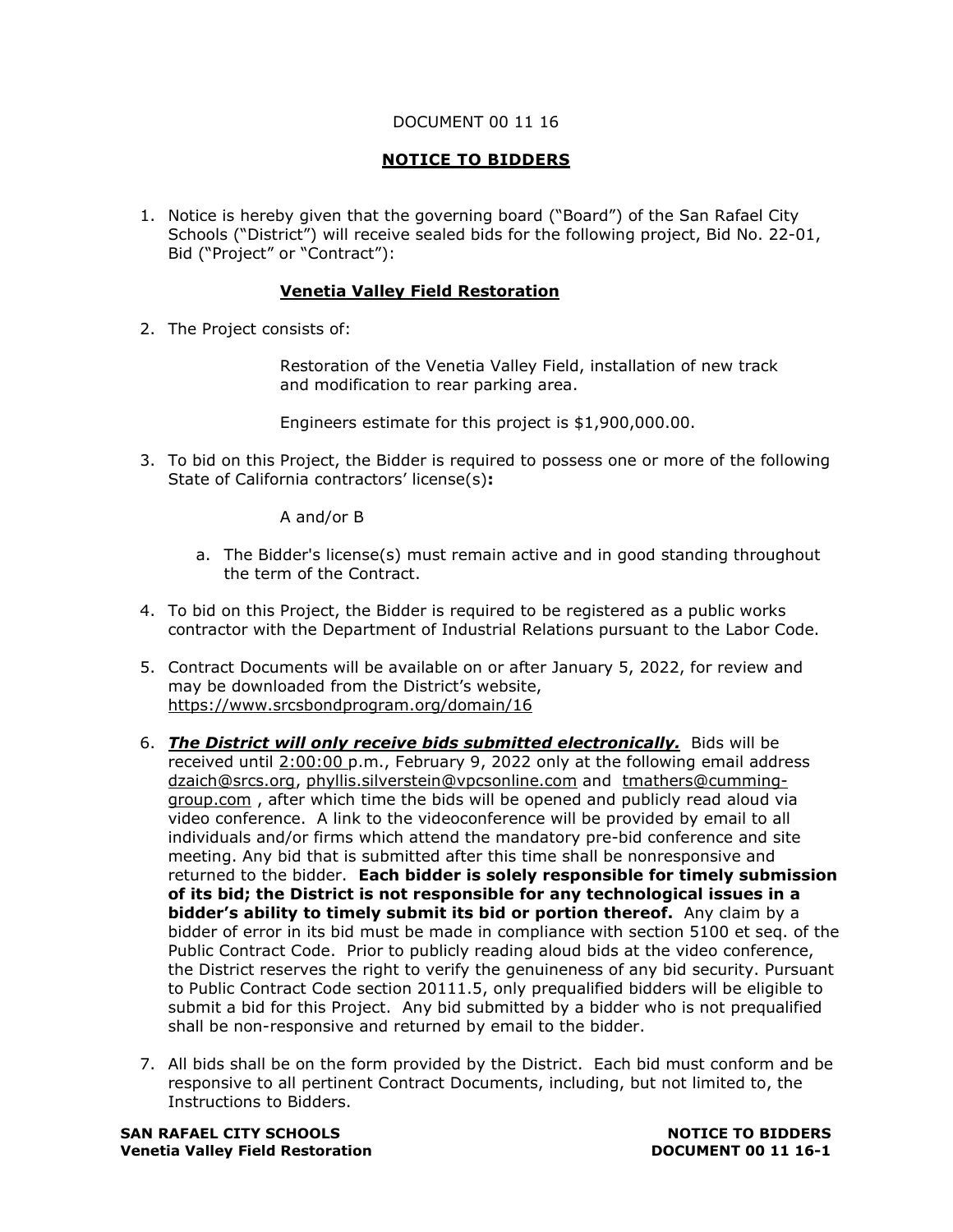DOCUMENT 00 11 16

# NOTICE TO BIDDERS

1. Notice is hereby given that the governing board ("Board") of the San Rafael City Schools ("District") will receive sealed bids for the following project, Bid No. 22-01, Bid ("Project" or "Contract"):

   **Venetia Valley Field Restoration**

2. The Project consists of:

   Restoration of the Venetia Valley Field, installation of new track and modification to rear parking area.

   Engineers estimate for this project is $1,900,000.00.

3. To bid on this Project, the Bidder is required to possess one or more of the following State of California contractors' license(s)**:**

   A and/or B

   a. The Bidder's license(s) must remain active and in good standing throughout the term of the Contract.

4. To bid on this Project, the Bidder is required to be registered as a public works contractor with the Department of Industrial Relations pursuant to the Labor Code.

5. Contract Documents will be available on or after January 5, 2022, for review and may be downloaded from the District's website, https://www.srcsbondprogram.org/domain/16

6. ***The District will only receive bids submitted electronically.*** Bids will be received until 2:00:00 p.m., February 9, 2022 only at the following email address dzaich@srcs.org, phyllis.silverstein@vpcsonline.com and tmathers@cumming-group.com , after which time the bids will be opened and publicly read aloud via video conference. A link to the videoconference will be provided by email to all individuals and/or firms which attend the mandatory pre-bid conference and site meeting. Any bid that is submitted after this time shall be nonresponsive and returned to the bidder. **Each bidder is solely responsible for timely submission of its bid; the District is not responsible for any technological issues in a bidder's ability to timely submit its bid or portion thereof.** Any claim by a bidder of error in its bid must be made in compliance with section 5100 et seq. of the Public Contract Code. Prior to publicly reading aloud bids at the video conference, the District reserves the right to verify the genuineness of any bid security. Pursuant to Public Contract Code section 20111.5, only prequalified bidders will be eligible to submit a bid for this Project. Any bid submitted by a bidder who is not prequalified shall be non-responsive and returned by email to the bidder.

7. All bids shall be on the form provided by the District. Each bid must conform and be responsive to all pertinent Contract Documents, including, but not limited to, the Instructions to Bidders.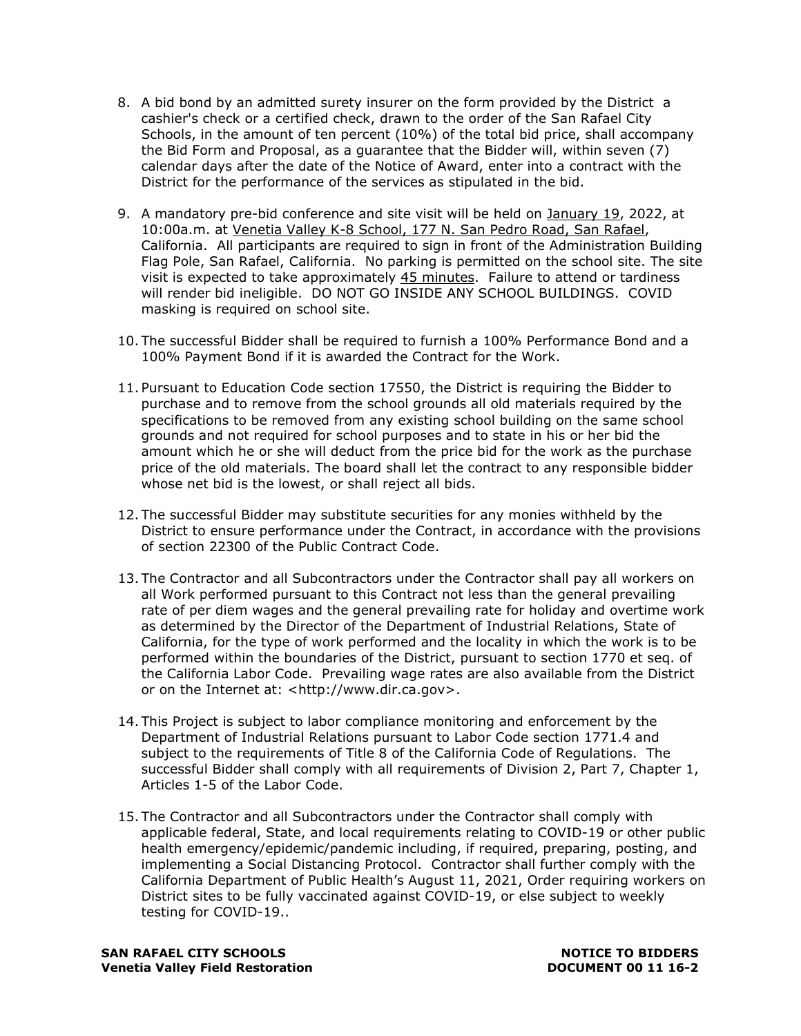8. A bid bond by an admitted surety insurer on the form provided by the District a cashier's check or a certified check, drawn to the order of the San Rafael City Schools, in the amount of ten percent (10%) of the total bid price, shall accompany the Bid Form and Proposal, as a guarantee that the Bidder will, within seven (7) calendar days after the date of the Notice of Award, enter into a contract with the District for the performance of the services as stipulated in the bid.

9. A mandatory pre-bid conference and site visit will be held on January 19, 2022, at 10:00a.m. at Venetia Valley K-8 School, 177 N. San Pedro Road, San Rafael, California. All participants are required to sign in front of the Administration Building Flag Pole, San Rafael, California. No parking is permitted on the school site. The site visit is expected to take approximately 45 minutes. Failure to attend or tardiness will render bid ineligible. DO NOT GO INSIDE ANY SCHOOL BUILDINGS. COVID masking is required on school site.

10. The successful Bidder shall be required to furnish a 100% Performance Bond and a 100% Payment Bond if it is awarded the Contract for the Work.

11. Pursuant to Education Code section 17550, the District is requiring the Bidder to purchase and to remove from the school grounds all old materials required by the specifications to be removed from any existing school building on the same school grounds and not required for school purposes and to state in his or her bid the amount which he or she will deduct from the price bid for the work as the purchase price of the old materials. The board shall let the contract to any responsible bidder whose net bid is the lowest, or shall reject all bids.

12. The successful Bidder may substitute securities for any monies withheld by the District to ensure performance under the Contract, in accordance with the provisions of section 22300 of the Public Contract Code.

13. The Contractor and all Subcontractors under the Contractor shall pay all workers on all Work performed pursuant to this Contract not less than the general prevailing rate of per diem wages and the general prevailing rate for holiday and overtime work as determined by the Director of the Department of Industrial Relations, State of California, for the type of work performed and the locality in which the work is to be performed within the boundaries of the District, pursuant to section 1770 et seq. of the California Labor Code. Prevailing wage rates are also available from the District or on the Internet at: <http://www.dir.ca.gov>.

14. This Project is subject to labor compliance monitoring and enforcement by the Department of Industrial Relations pursuant to Labor Code section 1771.4 and subject to the requirements of Title 8 of the California Code of Regulations. The successful Bidder shall comply with all requirements of Division 2, Part 7, Chapter 1, Articles 1-5 of the Labor Code.

15. The Contractor and all Subcontractors under the Contractor shall comply with applicable federal, State, and local requirements relating to COVID-19 or other public health emergency/epidemic/pandemic including, if required, preparing, posting, and implementing a Social Distancing Protocol. Contractor shall further comply with the California Department of Public Health's August 11, 2021, Order requiring workers on District sites to be fully vaccinated against COVID-19, or else subject to weekly testing for COVID-19..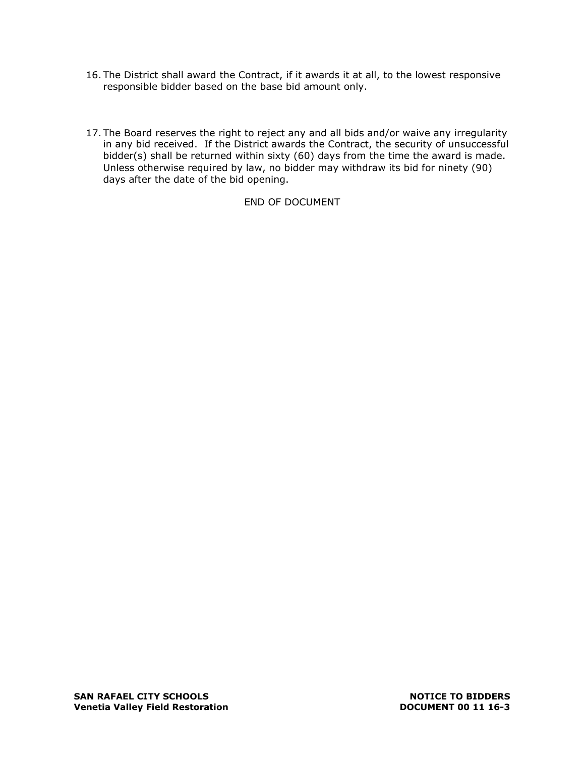16. The District shall award the Contract, if it awards it at all, to the lowest responsive responsible bidder based on the base bid amount only.

17. The Board reserves the right to reject any and all bids and/or waive any irregularity in any bid received. If the District awards the Contract, the security of unsuccessful bidder(s) shall be returned within sixty (60) days from the time the award is made. Unless otherwise required by law, no bidder may withdraw its bid for ninety (90) days after the date of the bid opening.

END OF DOCUMENT